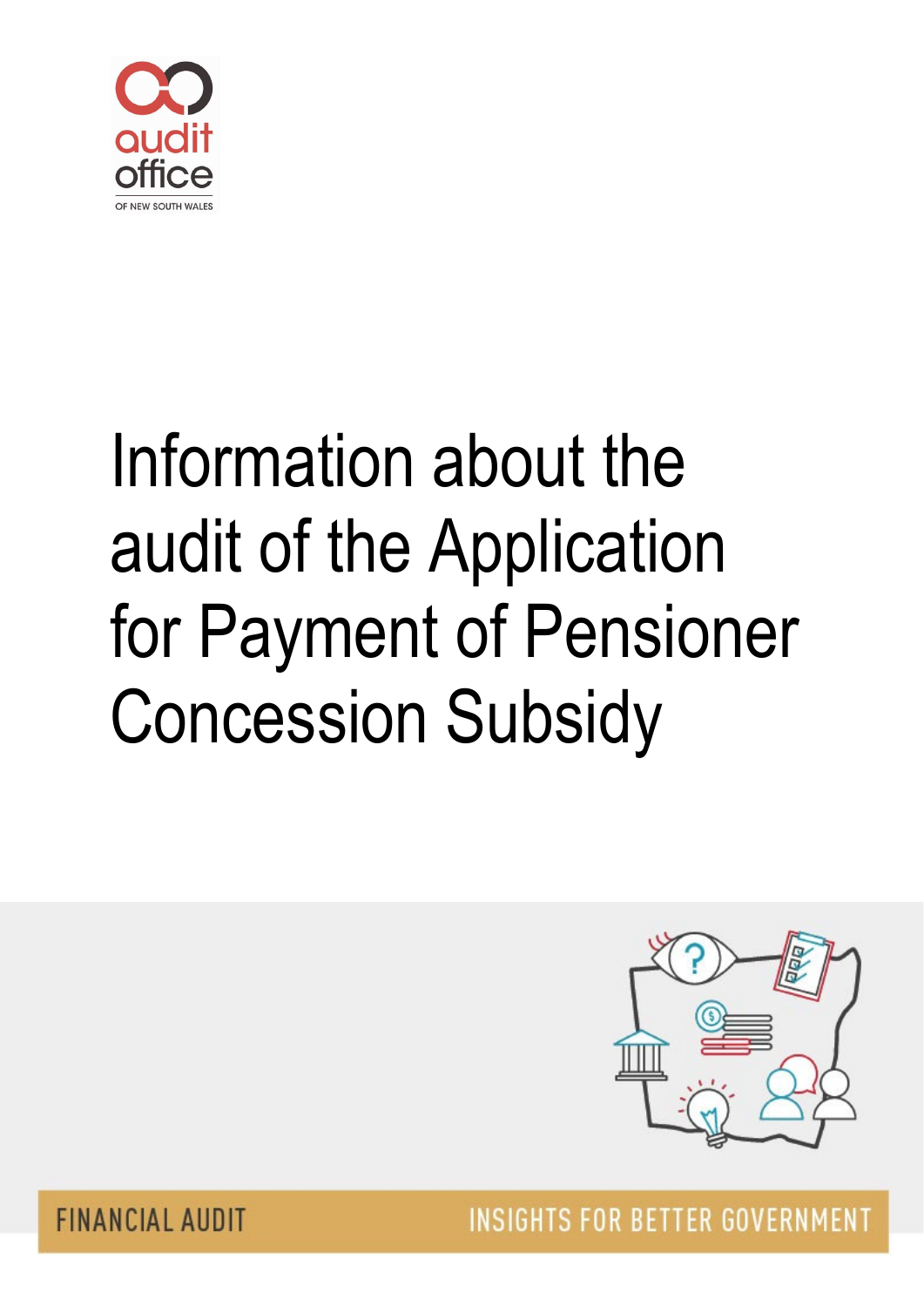audit office

OF NEW SOUTH WALES

# Information about the audit of the Application for Payment of Pensioner Concession Subsidy

FINANCIAL AUDIT

INSIGHTS FOR BETTER GOVERNMENT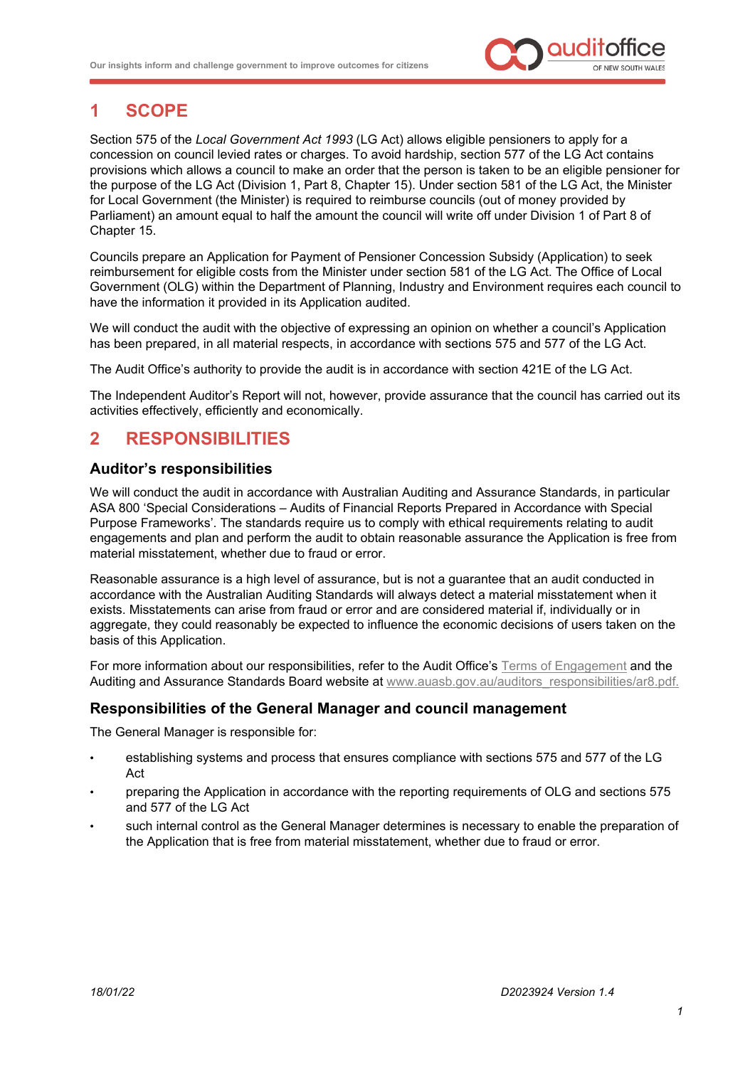# 1 SCOPE

Section 575 of the *Local Government Act 1993* (LG Act) allows eligible pensioners to apply for a concession on council levied rates or charges. To avoid hardship, section 577 of the LG Act contains provisions which allows a council to make an order that the person is taken to be an eligible pensioner for the purpose of the LG Act (Division 1, Part 8, Chapter 15). Under section 581 of the LG Act, the Minister for Local Government (the Minister) is required to reimburse councils (out of money provided by Parliament) an amount equal to half the amount the council will write off under Division 1 of Part 8 of Chapter 15.

Councils prepare an Application for Payment of Pensioner Concession Subsidy (Application) to seek reimbursement for eligible costs from the Minister under section 581 of the LG Act. The Office of Local Government (OLG) within the Department of Planning, Industry and Environment requires each council to have the information it provided in its Application audited.

We will conduct the audit with the objective of expressing an opinion on whether a council's Application has been prepared, in all material respects, in accordance with sections 575 and 577 of the LG Act.

The Audit Office's authority to provide the audit is in accordance with section 421E of the LG Act.

The Independent Auditor's Report will not, however, provide assurance that the council has carried out its activities effectively, efficiently and economically.

# 2 RESPONSIBILITIES

## Auditor's responsibilities

We will conduct the audit in accordance with Australian Auditing and Assurance Standards, in particular ASA 800 'Special Considerations – Audits of Financial Reports Prepared in Accordance with Special Purpose Frameworks'. The standards require us to comply with ethical requirements relating to audit engagements and plan and perform the audit to obtain reasonable assurance the Application is free from material misstatement, whether due to fraud or error.

Reasonable assurance is a high level of assurance, but is not a guarantee that an audit conducted in accordance with the Australian Auditing Standards will always detect a material misstatement when it exists. Misstatements can arise from fraud or error and are considered material if, individually or in aggregate, they could reasonably be expected to influence the economic decisions of users taken on the basis of this Application.

For more information about our responsibilities, refer to the Audit Office's Terms of Engagement and the Auditing and Assurance Standards Board website at www.auasb.gov.au/auditors_responsibilities/ar8.pdf.

## Responsibilities of the General Manager and council management

The General Manager is responsible for:

- establishing systems and process that ensures compliance with sections 575 and 577 of the LG Act
- preparing the Application in accordance with the reporting requirements of OLG and sections 575 and 577 of the LG Act
- such internal control as the General Manager determines is necessary to enable the preparation of the Application that is free from material misstatement, whether due to fraud or error.

18/01/22 D2023924 Version 1.4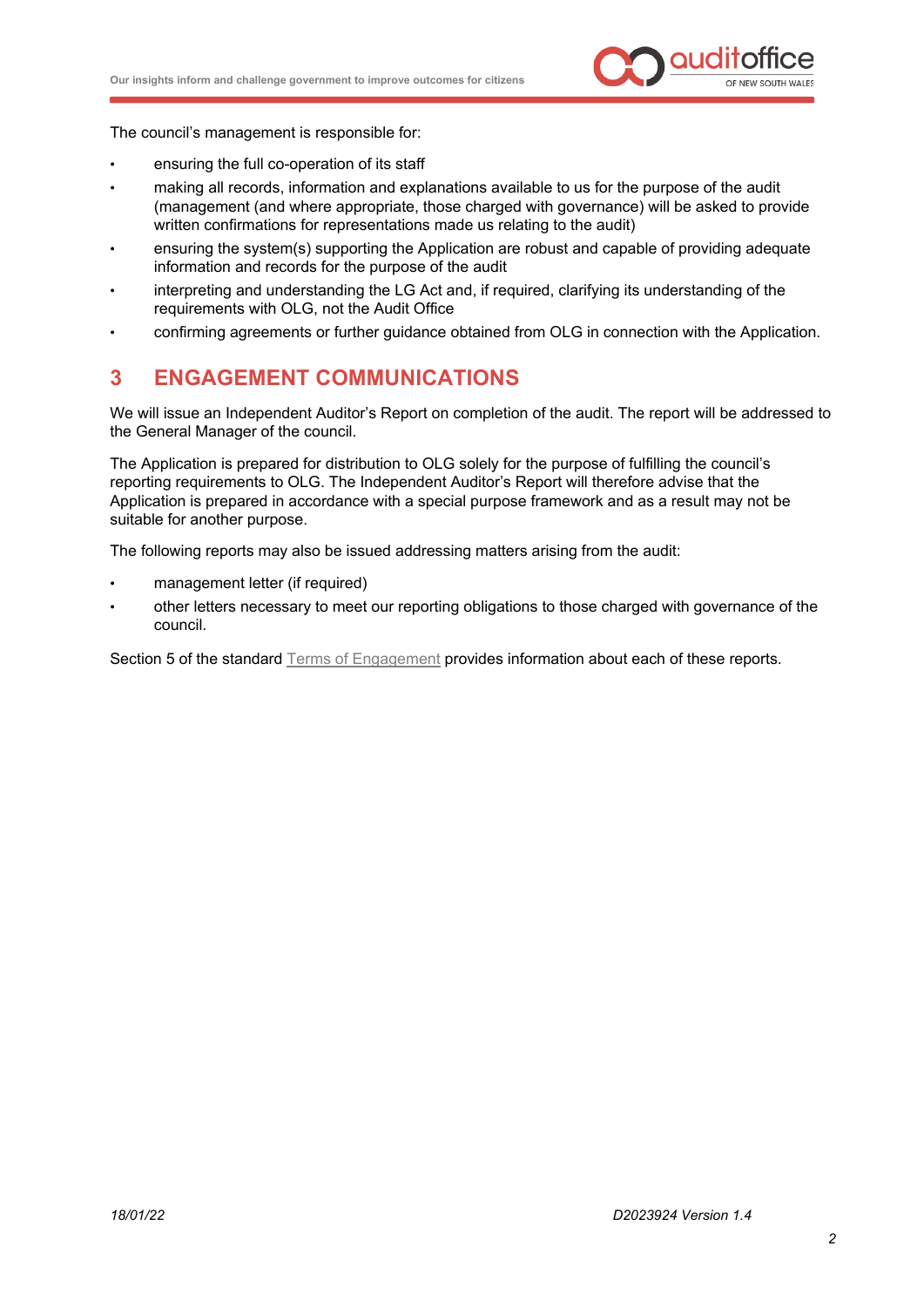The council's management is responsible for:

- ensuring the full co-operation of its staff
- making all records, information and explanations available to us for the purpose of the audit (management (and where appropriate, those charged with governance) will be asked to provide written confirmations for representations made us relating to the audit)
- ensuring the system(s) supporting the Application are robust and capable of providing adequate information and records for the purpose of the audit
- interpreting and understanding the LG Act and, if required, clarifying its understanding of the requirements with OLG, not the Audit Office
- confirming agreements or further guidance obtained from OLG in connection with the Application.

# 3 ENGAGEMENT COMMUNICATIONS

We will issue an Independent Auditor's Report on completion of the audit. The report will be addressed to the General Manager of the council.

The Application is prepared for distribution to OLG solely for the purpose of fulfilling the council's reporting requirements to OLG. The Independent Auditor's Report will therefore advise that the Application is prepared in accordance with a special purpose framework and as a result may not be suitable for another purpose.

The following reports may also be issued addressing matters arising from the audit:

- management letter (if required)
- other letters necessary to meet our reporting obligations to those charged with governance of the council.

Section 5 of the standard Terms of Engagement provides information about each of these reports.

*18/01/22* *D2023924 Version 1.4*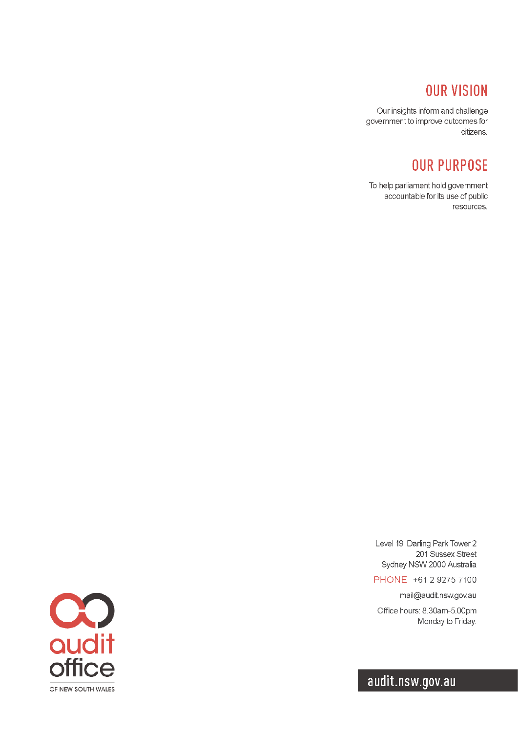## OUR VISION

Our insights inform and challenge government to improve outcomes for citizens.

## OUR PURPOSE

To help parliament hold government accountable for its use of public resources.

Level 19, Darling Park Tower 2
201 Sussex Street
Sydney NSW 2000 Australia

PHONE +61 2 9275 7100

mail@audit.nsw.gov.au

Office hours: 8.30am-5.00pm
Monday to Friday.

audit office OF NEW SOUTH WALES

audit.nsw.gov.au